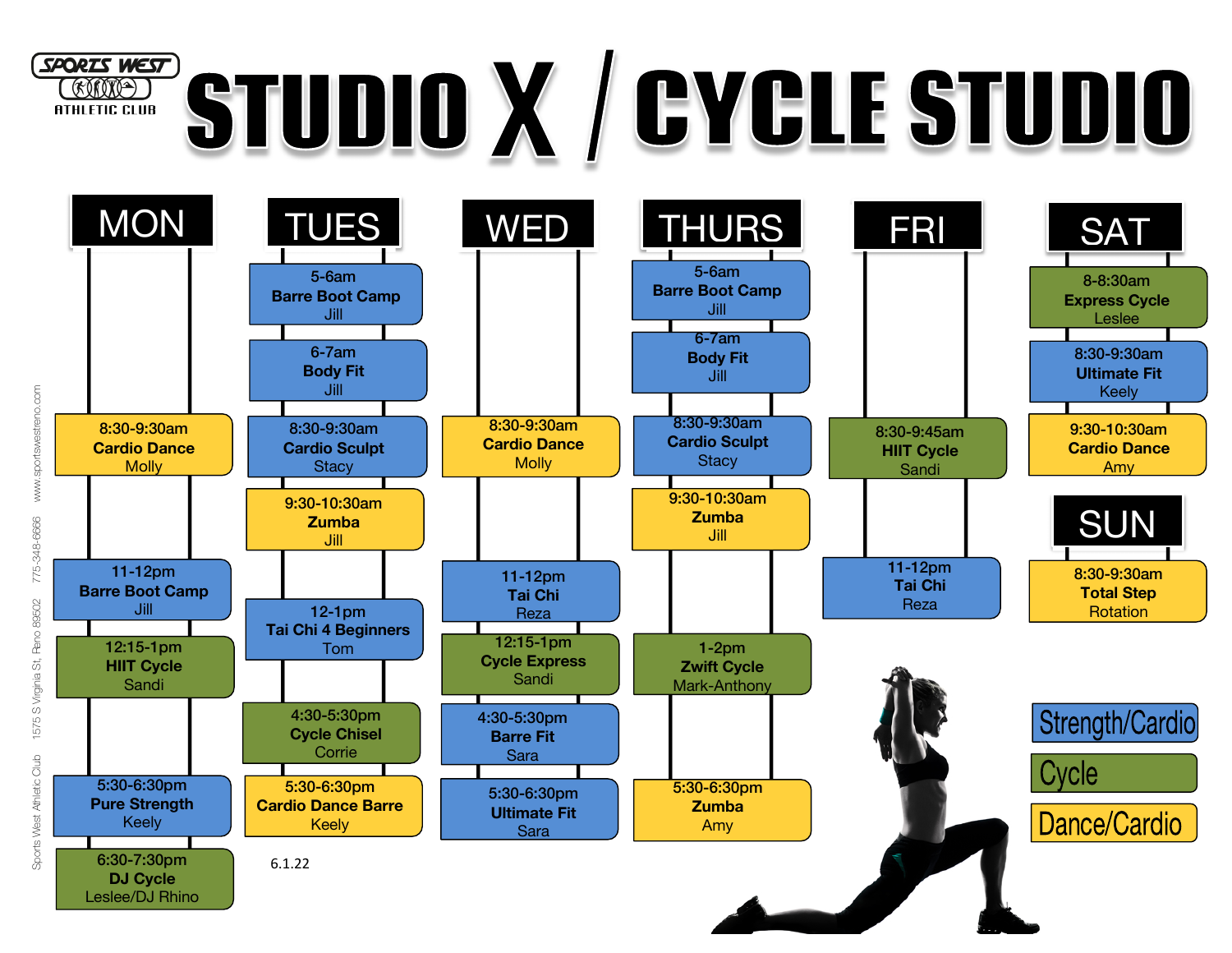SPORTS WEST ATHLETIC CLUB

# STUDIO X / CYCLE STUDIO

## MON

- 8:30-9:30am **Cardio Dance** Molly
- 11-12pm **Barre Boot Camp** Jill
- 12:15-1pm **HIIT Cycle** Sandi
- 5:30-6:30pm **Pure Strength** Keely
- 6:30-7:30pm **DJ Cycle** Leslee/DJ Rhino

## TUES

- 5-6am **Barre Boot Camp** Jill
- 6-7am **Body Fit** Jill
- 8:30-9:30am **Cardio Sculpt** Stacy
- 9:30-10:30am **Zumba** Jill
- 12-1pm **Tai Chi 4 Beginners** Tom
- 4:30-5:30pm **Cycle Chisel** Corrie
- 5:30-6:30pm **Cardio Dance Barre** Keely

## WED

- 8:30-9:30am **Cardio Dance** Molly
- 11-12pm **Tai Chi** Reza
- 12:15-1pm **Cycle Express** Sandi
- 4:30-5:30pm **Barre Fit** Sara
- 5:30-6:30pm **Ultimate Fit** Sara

## THURS

- 5-6am **Barre Boot Camp** Jill
- 6-7am **Body Fit** Jill
- 8:30-9:30am **Cardio Sculpt** Stacy
- 9:30-10:30am **Zumba** Jill
- 1-2pm **Zwift Cycle** Mark-Anthony
- 5:30-6:30pm **Zumba** Amy

## FRI

- 8:30-9:45am **HIIT Cycle** Sandi
- 11-12pm **Tai Chi** Reza

## SAT

- 8-8:30am **Express Cycle** Leslee
- 8:30-9:30am **Ultimate Fit** Keely
- 9:30-10:30am **Cardio Dance** Amy

## SUN

- 8:30-9:30am **Total Step** Rotation

Strength/Cardio

Cycle

Dance/Cardio

6.1.22

Sports West Athletic Club 1575 S Virginia St, Reno 89502 775-348-6666 www.sportswestreno.com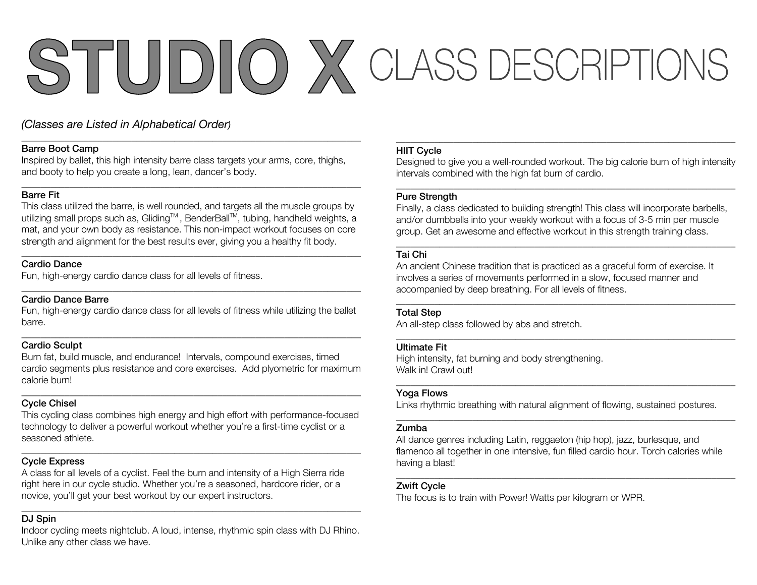# STUDIO X CLASS DESCRIPTIONS

*(Classes are Listed in Alphabetical Order)*

---

**Barre Boot Camp**
Inspired by ballet, this high intensity barre class targets your arms, core, thighs, and booty to help you create a long, lean, dancer's body.

---

**Barre Fit**
This class utilized the barre, is well rounded, and targets all the muscle groups by utilizing small props such as, Gliding™, BenderBall™, tubing, handheld weights, a mat, and your own body as resistance. This non-impact workout focuses on core strength and alignment for the best results ever, giving you a healthy fit body.

---

**Cardio Dance**
Fun, high-energy cardio dance class for all levels of fitness.

---

**Cardio Dance Barre**
Fun, high-energy cardio dance class for all levels of fitness while utilizing the ballet barre.

---

**Cardio Sculpt**
Burn fat, build muscle, and endurance! Intervals, compound exercises, timed cardio segments plus resistance and core exercises. Add plyometric for maximum calorie burn!

---

**Cycle Chisel**
This cycling class combines high energy and high effort with performance-focused technology to deliver a powerful workout whether you're a first-time cyclist or a seasoned athlete.

---

**Cycle Express**
A class for all levels of a cyclist. Feel the burn and intensity of a High Sierra ride right here in our cycle studio. Whether you're a seasoned, hardcore rider, or a novice, you'll get your best workout by our expert instructors.

---

**DJ Spin**
Indoor cycling meets nightclub. A loud, intense, rhythmic spin class with DJ Rhino. Unlike any other class we have.

---

**HIIT Cycle**
Designed to give you a well-rounded workout. The big calorie burn of high intensity intervals combined with the high fat burn of cardio.

---

**Pure Strength**
Finally, a class dedicated to building strength! This class will incorporate barbells, and/or dumbbells into your weekly workout with a focus of 3-5 min per muscle group. Get an awesome and effective workout in this strength training class.

---

**Tai Chi**
An ancient Chinese tradition that is practiced as a graceful form of exercise. It involves a series of movements performed in a slow, focused manner and accompanied by deep breathing. For all levels of fitness.

---

**Total Step**
An all-step class followed by abs and stretch.

---

**Ultimate Fit**
High intensity, fat burning and body strengthening.
Walk in! Crawl out!

---

**Yoga Flows**
Links rhythmic breathing with natural alignment of flowing, sustained postures.

---

**Zumba**
All dance genres including Latin, reggaeton (hip hop), jazz, burlesque, and flamenco all together in one intensive, fun filled cardio hour. Torch calories while having a blast!

---

**Zwift Cycle**
The focus is to train with Power! Watts per kilogram or WPR.